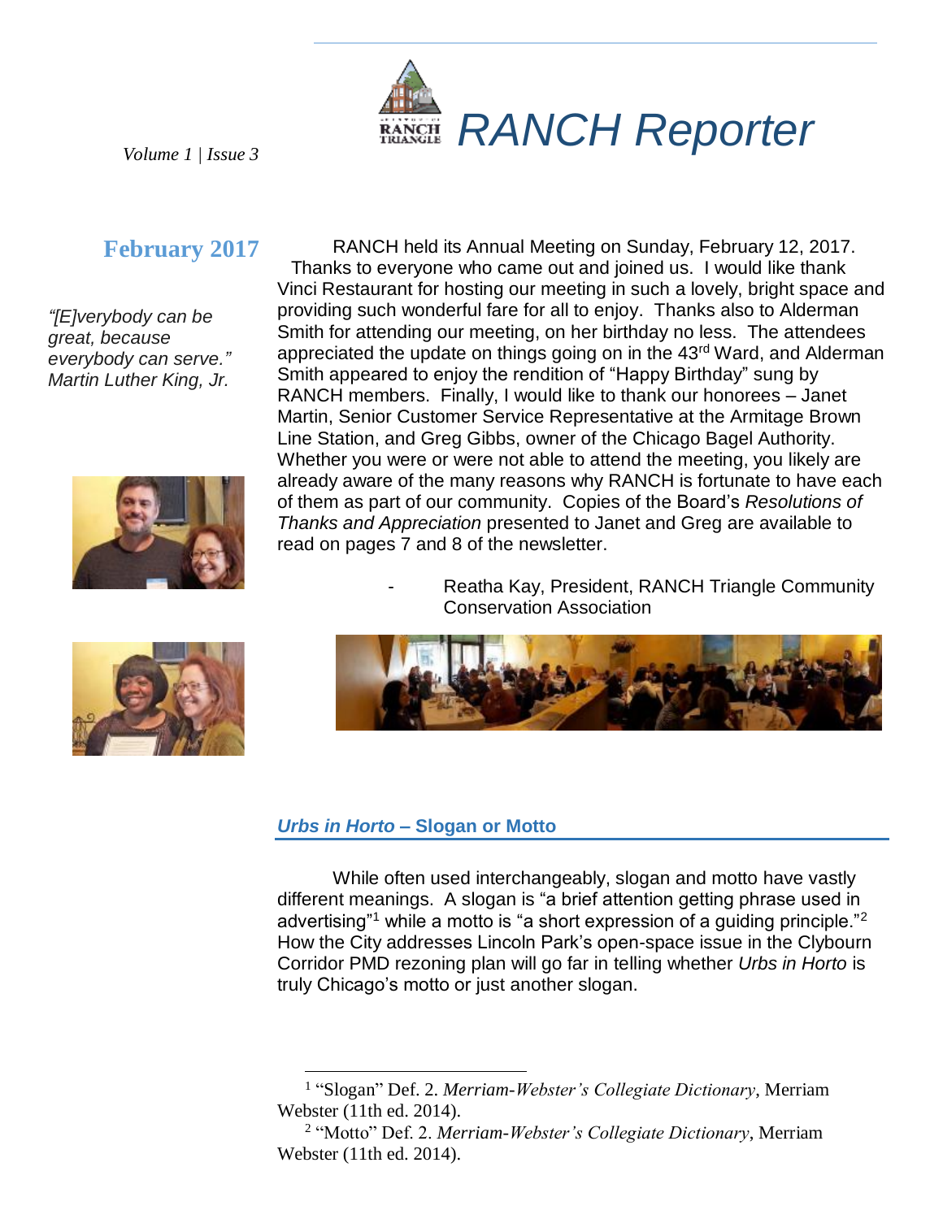# RANCH Reporter

*Volume 1 | Issue 3*

## February 2017

*"[E]verybody can be great, because everybody can serve." Martin Luther King, Jr.*

RANCH held its Annual Meeting on Sunday, February 12, 2017. Thanks to everyone who came out and joined us. I would like thank Vinci Restaurant for hosting our meeting in such a lovely, bright space and providing such wonderful fare for all to enjoy. Thanks also to Alderman Smith for attending our meeting, on her birthday no less. The attendees appreciated the update on things going on in the 43rd Ward, and Alderman Smith appeared to enjoy the rendition of "Happy Birthday" sung by RANCH members. Finally, I would like to thank our honorees – Janet Martin, Senior Customer Service Representative at the Armitage Brown Line Station, and Greg Gibbs, owner of the Chicago Bagel Authority. Whether you were or were not able to attend the meeting, you likely are already aware of the many reasons why RANCH is fortunate to have each of them as part of our community. Copies of the Board's *Resolutions of Thanks and Appreciation* presented to Janet and Greg are available to read on pages 7 and 8 of the newsletter.

- Reatha Kay, President, RANCH Triangle Community Conservation Association

## *Urbs in Horto* – Slogan or Motto

While often used interchangeably, slogan and motto have vastly different meanings. A slogan is "a brief attention getting phrase used in advertising"[1] while a motto is "a short expression of a guiding principle."[2] How the City addresses Lincoln Park's open-space issue in the Clybourn Corridor PMD rezoning plan will go far in telling whether *Urbs in Horto* is truly Chicago's motto or just another slogan.

---

[1] "Slogan" Def. 2. *Merriam-Webster's Collegiate Dictionary*, Merriam Webster (11th ed. 2014).

[2] "Motto" Def. 2. *Merriam-Webster's Collegiate Dictionary*, Merriam Webster (11th ed. 2014).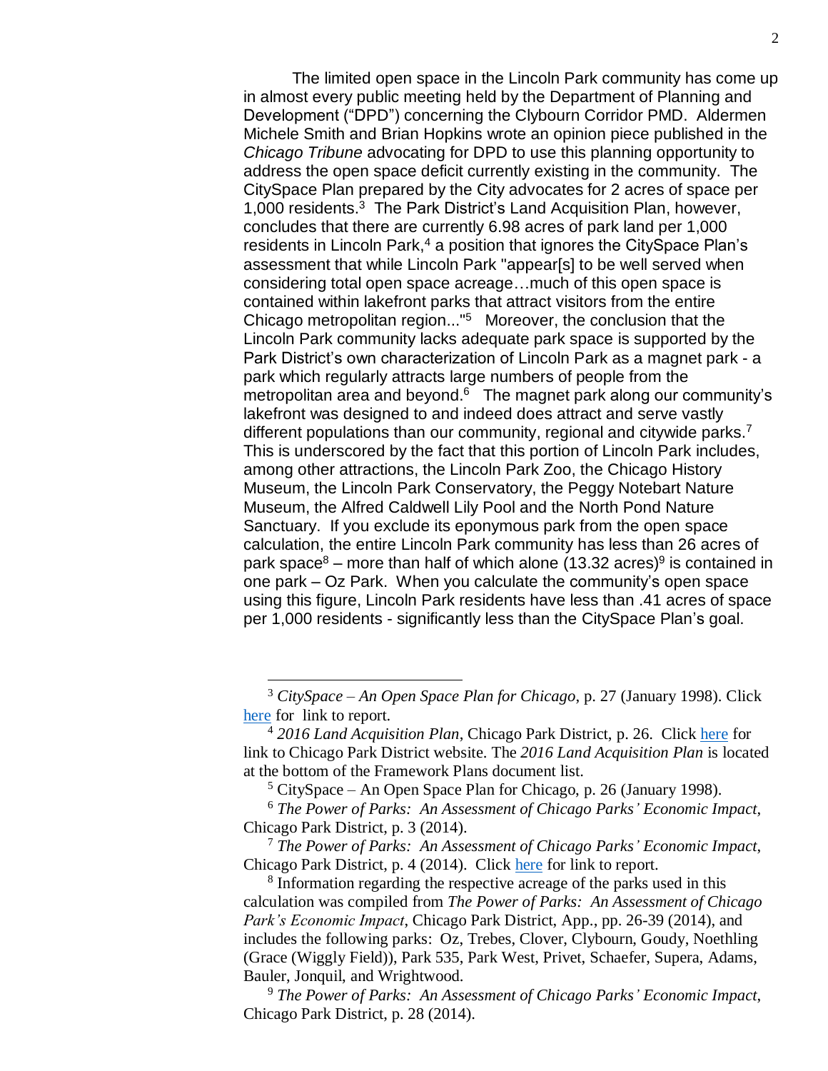The limited open space in the Lincoln Park community has come up in almost every public meeting held by the Department of Planning and Development ("DPD") concerning the Clybourn Corridor PMD. Aldermen Michele Smith and Brian Hopkins wrote an opinion piece published in the *Chicago Tribune* advocating for DPD to use this planning opportunity to address the open space deficit currently existing in the community. The CitySpace Plan prepared by the City advocates for 2 acres of space per 1,000 residents.[3] The Park District's Land Acquisition Plan, however, concludes that there are currently 6.98 acres of park land per 1,000 residents in Lincoln Park,[4] a position that ignores the CitySpace Plan's assessment that while Lincoln Park "appear[s] to be well served when considering total open space acreage…much of this open space is contained within lakefront parks that attract visitors from the entire Chicago metropolitan region..."[5] Moreover, the conclusion that the Lincoln Park community lacks adequate park space is supported by the Park District's own characterization of Lincoln Park as a magnet park - a park which regularly attracts large numbers of people from the metropolitan area and beyond.[6] The magnet park along our community's lakefront was designed to and indeed does attract and serve vastly different populations than our community, regional and citywide parks.[7] This is underscored by the fact that this portion of Lincoln Park includes, among other attractions, the Lincoln Park Zoo, the Chicago History Museum, the Lincoln Park Conservatory, the Peggy Notebart Nature Museum, the Alfred Caldwell Lily Pool and the North Pond Nature Sanctuary. If you exclude its eponymous park from the open space calculation, the entire Lincoln Park community has less than 26 acres of park space[8] – more than half of which alone (13.32 acres)[9] is contained in one park – Oz Park. When you calculate the community's open space using this figure, Lincoln Park residents have less than .41 acres of space per 1,000 residents - significantly less than the CitySpace Plan's goal.

---

[3] *CitySpace – An Open Space Plan for Chicago*, p. 27 (January 1998). Click here for link to report.

[4] *2016 Land Acquisition Plan*, Chicago Park District, p. 26. Click here for link to Chicago Park District website. The *2016 Land Acquisition Plan* is located at the bottom of the Framework Plans document list.

[5] CitySpace – An Open Space Plan for Chicago, p. 26 (January 1998).

[6] *The Power of Parks: An Assessment of Chicago Parks' Economic Impact*, Chicago Park District, p. 3 (2014).

[7] *The Power of Parks: An Assessment of Chicago Parks' Economic Impact*, Chicago Park District, p. 4 (2014). Click here for link to report.

[8] Information regarding the respective acreage of the parks used in this calculation was compiled from *The Power of Parks: An Assessment of Chicago Park's Economic Impact*, Chicago Park District, App., pp. 26-39 (2014), and includes the following parks: Oz, Trebes, Clover, Clybourn, Goudy, Noethling (Grace (Wiggly Field)), Park 535, Park West, Privet, Schaefer, Supera, Adams, Bauler, Jonquil, and Wrightwood.

[9] *The Power of Parks: An Assessment of Chicago Parks' Economic Impact*, Chicago Park District, p. 28 (2014).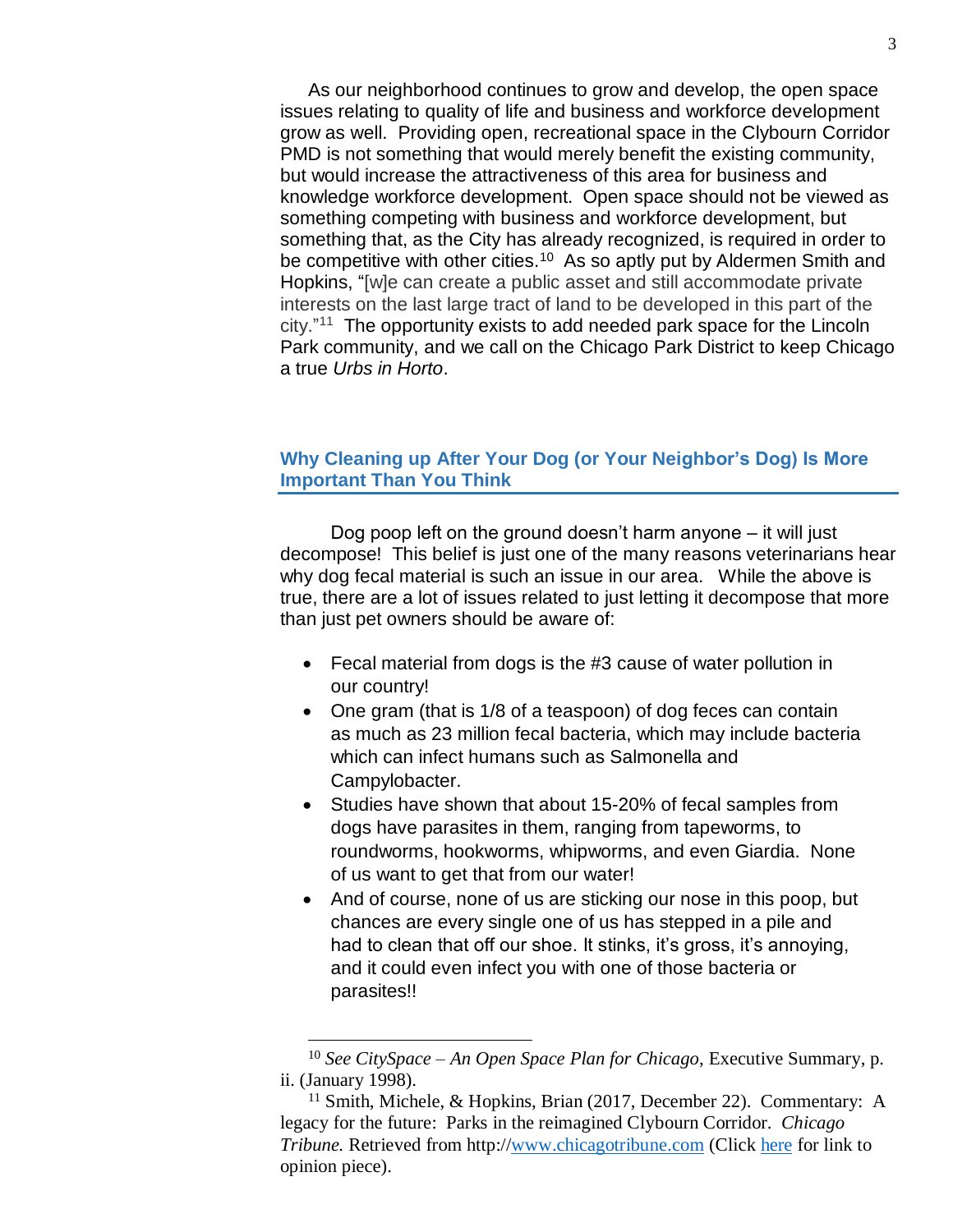As our neighborhood continues to grow and develop, the open space issues relating to quality of life and business and workforce development grow as well. Providing open, recreational space in the Clybourn Corridor PMD is not something that would merely benefit the existing community, but would increase the attractiveness of this area for business and knowledge workforce development. Open space should not be viewed as something competing with business and workforce development, but something that, as the City has already recognized, is required in order to be competitive with other cities.[10] As so aptly put by Aldermen Smith and Hopkins, "[w]e can create a public asset and still accommodate private interests on the last large tract of land to be developed in this part of the city."[11] The opportunity exists to add needed park space for the Lincoln Park community, and we call on the Chicago Park District to keep Chicago a true *Urbs in Horto*.

## Why Cleaning up After Your Dog (or Your Neighbor's Dog) Is More Important Than You Think

Dog poop left on the ground doesn't harm anyone – it will just decompose! This belief is just one of the many reasons veterinarians hear why dog fecal material is such an issue in our area. While the above is true, there are a lot of issues related to just letting it decompose that more than just pet owners should be aware of:

- Fecal material from dogs is the #3 cause of water pollution in our country!
- One gram (that is 1/8 of a teaspoon) of dog feces can contain as much as 23 million fecal bacteria, which may include bacteria which can infect humans such as Salmonella and Campylobacter.
- Studies have shown that about 15-20% of fecal samples from dogs have parasites in them, ranging from tapeworms, to roundworms, hookworms, whipworms, and even Giardia. None of us want to get that from our water!
- And of course, none of us are sticking our nose in this poop, but chances are every single one of us has stepped in a pile and had to clean that off our shoe. It stinks, it's gross, it's annoying, and it could even infect you with one of those bacteria or parasites!!

---

[10] *See CitySpace – An Open Space Plan for Chicago*, Executive Summary, p. ii. (January 1998).

[11] Smith, Michele, & Hopkins, Brian (2017, December 22). Commentary: A legacy for the future: Parks in the reimagined Clybourn Corridor. *Chicago Tribune.* Retrieved from http://www.chicagotribune.com (Click here for link to opinion piece).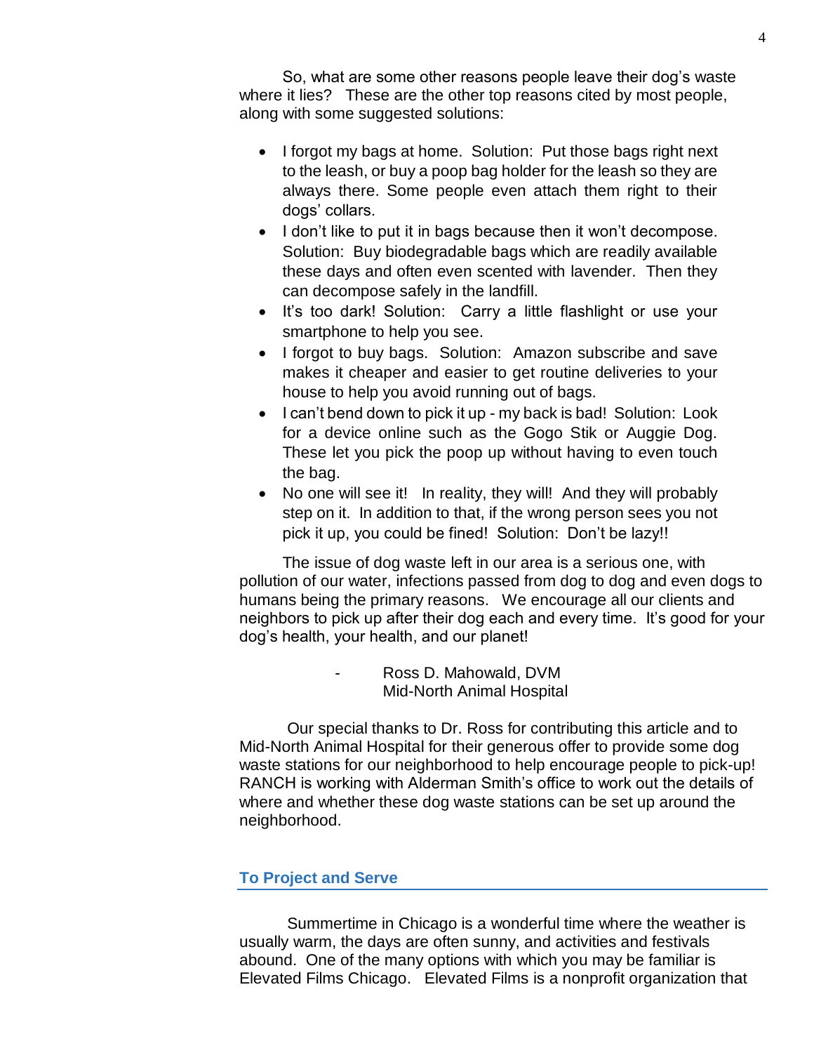So, what are some other reasons people leave their dog's waste where it lies? These are the other top reasons cited by most people, along with some suggested solutions:

- I forgot my bags at home. Solution: Put those bags right next to the leash, or buy a poop bag holder for the leash so they are always there. Some people even attach them right to their dogs' collars.
- I don't like to put it in bags because then it won't decompose. Solution: Buy biodegradable bags which are readily available these days and often even scented with lavender. Then they can decompose safely in the landfill.
- It's too dark! Solution: Carry a little flashlight or use your smartphone to help you see.
- I forgot to buy bags. Solution: Amazon subscribe and save makes it cheaper and easier to get routine deliveries to your house to help you avoid running out of bags.
- I can't bend down to pick it up - my back is bad! Solution: Look for a device online such as the Gogo Stik or Auggie Dog. These let you pick the poop up without having to even touch the bag.
- No one will see it! In reality, they will! And they will probably step on it. In addition to that, if the wrong person sees you not pick it up, you could be fined! Solution: Don't be lazy!!

The issue of dog waste left in our area is a serious one, with pollution of our water, infections passed from dog to dog and even dogs to humans being the primary reasons. We encourage all our clients and neighbors to pick up after their dog each and every time. It's good for your dog's health, your health, and our planet!

\- Ross D. Mahowald, DVM
Mid-North Animal Hospital

Our special thanks to Dr. Ross for contributing this article and to Mid-North Animal Hospital for their generous offer to provide some dog waste stations for our neighborhood to help encourage people to pick-up! RANCH is working with Alderman Smith's office to work out the details of where and whether these dog waste stations can be set up around the neighborhood.

## To Project and Serve

Summertime in Chicago is a wonderful time where the weather is usually warm, the days are often sunny, and activities and festivals abound. One of the many options with which you may be familiar is Elevated Films Chicago. Elevated Films is a nonprofit organization that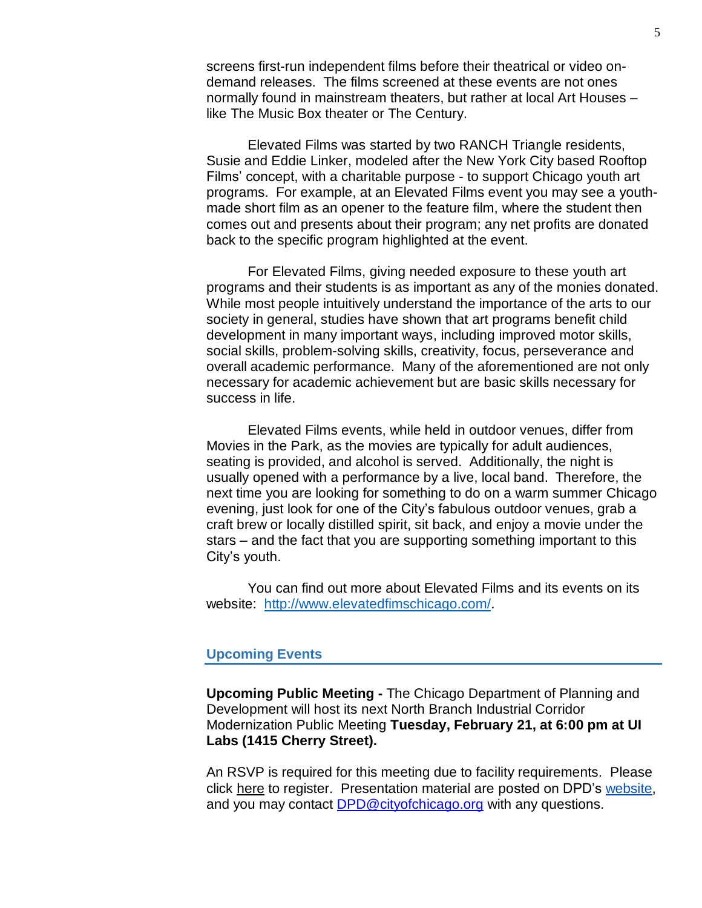screens first-run independent films before their theatrical or video on-demand releases. The films screened at these events are not ones normally found in mainstream theaters, but rather at local Art Houses – like The Music Box theater or The Century.

Elevated Films was started by two RANCH Triangle residents, Susie and Eddie Linker, modeled after the New York City based Rooftop Films' concept, with a charitable purpose - to support Chicago youth art programs. For example, at an Elevated Films event you may see a youth-made short film as an opener to the feature film, where the student then comes out and presents about their program; any net profits are donated back to the specific program highlighted at the event.

For Elevated Films, giving needed exposure to these youth art programs and their students is as important as any of the monies donated. While most people intuitively understand the importance of the arts to our society in general, studies have shown that art programs benefit child development in many important ways, including improved motor skills, social skills, problem-solving skills, creativity, focus, perseverance and overall academic performance. Many of the aforementioned are not only necessary for academic achievement but are basic skills necessary for success in life.

Elevated Films events, while held in outdoor venues, differ from Movies in the Park, as the movies are typically for adult audiences, seating is provided, and alcohol is served. Additionally, the night is usually opened with a performance by a live, local band. Therefore, the next time you are looking for something to do on a warm summer Chicago evening, just look for one of the City's fabulous outdoor venues, grab a craft brew or locally distilled spirit, sit back, and enjoy a movie under the stars – and the fact that you are supporting something important to this City's youth.

You can find out more about Elevated Films and its events on its website: [http://www.elevatedfimschicago.com/](http://www.elevatedfimschicago.com/).

## Upcoming Events

**Upcoming Public Meeting -** The Chicago Department of Planning and Development will host its next North Branch Industrial Corridor Modernization Public Meeting **Tuesday, February 21, at 6:00 pm at UI Labs (1415 Cherry Street).**

An RSVP is required for this meeting due to facility requirements. Please click here to register. Presentation material are posted on DPD's website, and you may contact DPD@cityofchicago.org with any questions.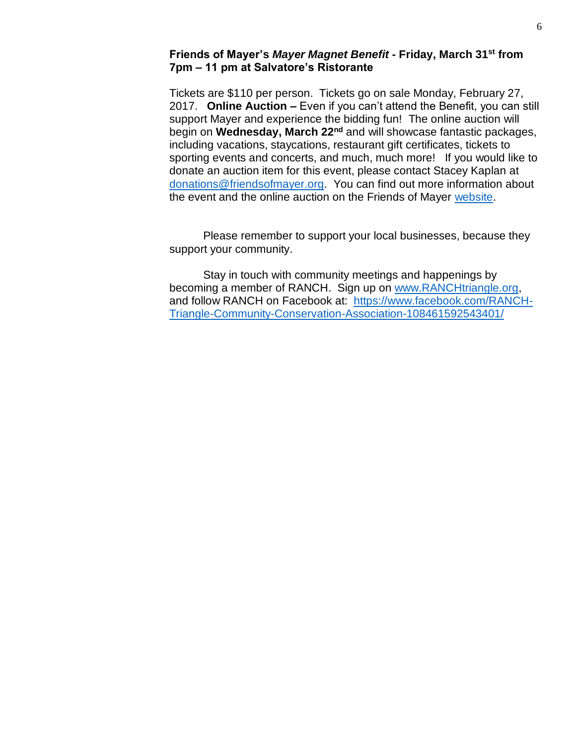**Friends of Mayer's *Mayer Magnet Benefit* - Friday, March 31st from 7pm – 11 pm at Salvatore's Ristorante**

Tickets are $110 per person. Tickets go on sale Monday, February 27, 2017. **Online Auction –** Even if you can't attend the Benefit, you can still support Mayer and experience the bidding fun! The online auction will begin on **Wednesday, March 22nd** and will showcase fantastic packages, including vacations, staycations, restaurant gift certificates, tickets to sporting events and concerts, and much, much more! If you would like to donate an auction item for this event, please contact Stacey Kaplan at donations@friendsofmayer.org. You can find out more information about the event and the online auction on the Friends of Mayer website.

Please remember to support your local businesses, because they support your community.

Stay in touch with community meetings and happenings by becoming a member of RANCH. Sign up on www.RANCHtriangle.org, and follow RANCH on Facebook at: https://www.facebook.com/RANCH-Triangle-Community-Conservation-Association-108461592543401/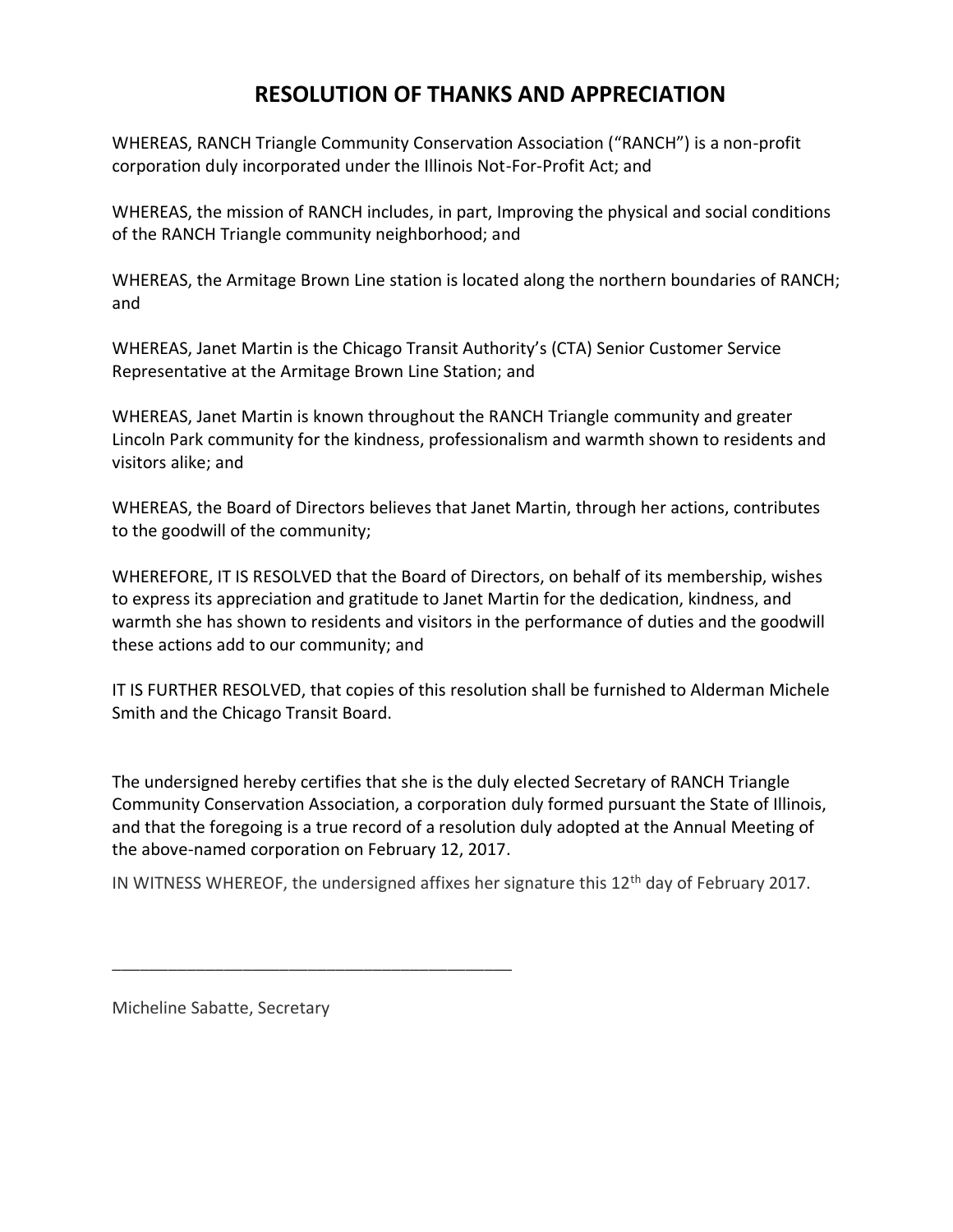# RESOLUTION OF THANKS AND APPRECIATION

WHEREAS, RANCH Triangle Community Conservation Association ("RANCH") is a non-profit corporation duly incorporated under the Illinois Not-For-Profit Act; and

WHEREAS, the mission of RANCH includes, in part, Improving the physical and social conditions of the RANCH Triangle community neighborhood; and

WHEREAS, the Armitage Brown Line station is located along the northern boundaries of RANCH; and

WHEREAS, Janet Martin is the Chicago Transit Authority's (CTA) Senior Customer Service Representative at the Armitage Brown Line Station; and

WHEREAS, Janet Martin is known throughout the RANCH Triangle community and greater Lincoln Park community for the kindness, professionalism and warmth shown to residents and visitors alike; and

WHEREAS, the Board of Directors believes that Janet Martin, through her actions, contributes to the goodwill of the community;

WHEREFORE, IT IS RESOLVED that the Board of Directors, on behalf of its membership, wishes to express its appreciation and gratitude to Janet Martin for the dedication, kindness, and warmth she has shown to residents and visitors in the performance of duties and the goodwill these actions add to our community; and

IT IS FURTHER RESOLVED, that copies of this resolution shall be furnished to Alderman Michele Smith and the Chicago Transit Board.

The undersigned hereby certifies that she is the duly elected Secretary of RANCH Triangle Community Conservation Association, a corporation duly formed pursuant the State of Illinois, and that the foregoing is a true record of a resolution duly adopted at the Annual Meeting of the above-named corporation on February 12, 2017.

IN WITNESS WHEREOF, the undersigned affixes her signature this 12th day of February 2017.

_____________________________________________

Micheline Sabatte, Secretary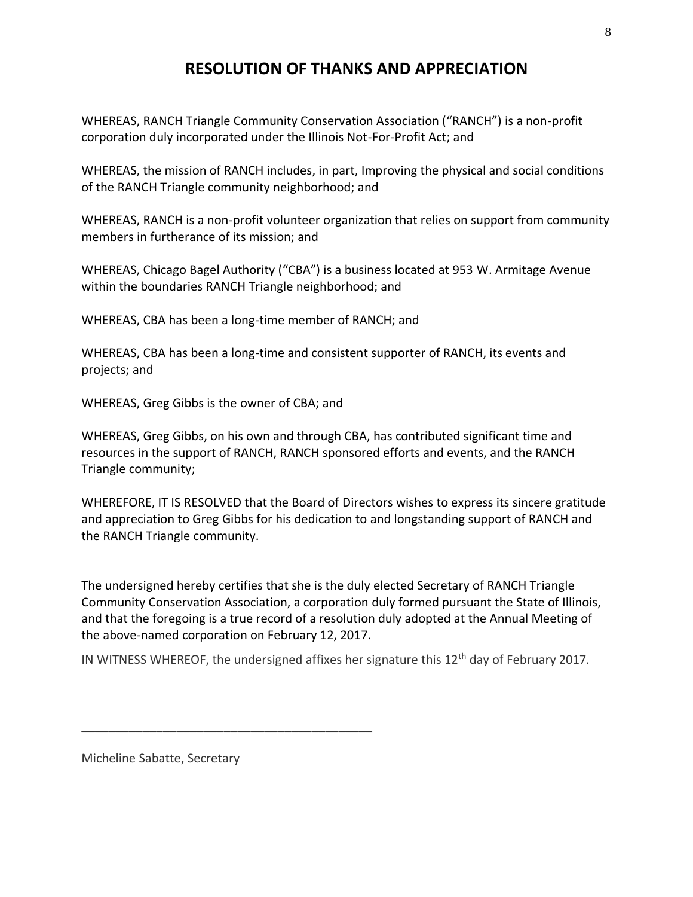# RESOLUTION OF THANKS AND APPRECIATION

WHEREAS, RANCH Triangle Community Conservation Association ("RANCH") is a non-profit corporation duly incorporated under the Illinois Not-For-Profit Act; and

WHEREAS, the mission of RANCH includes, in part, Improving the physical and social conditions of the RANCH Triangle community neighborhood; and

WHEREAS, RANCH is a non-profit volunteer organization that relies on support from community members in furtherance of its mission; and

WHEREAS, Chicago Bagel Authority ("CBA") is a business located at 953 W. Armitage Avenue within the boundaries RANCH Triangle neighborhood; and

WHEREAS, CBA has been a long-time member of RANCH; and

WHEREAS, CBA has been a long-time and consistent supporter of RANCH, its events and projects; and

WHEREAS, Greg Gibbs is the owner of CBA; and

WHEREAS, Greg Gibbs, on his own and through CBA, has contributed significant time and resources in the support of RANCH, RANCH sponsored efforts and events, and the RANCH Triangle community;

WHEREFORE, IT IS RESOLVED that the Board of Directors wishes to express its sincere gratitude and appreciation to Greg Gibbs for his dedication to and longstanding support of RANCH and the RANCH Triangle community.

The undersigned hereby certifies that she is the duly elected Secretary of RANCH Triangle Community Conservation Association, a corporation duly formed pursuant the State of Illinois, and that the foregoing is a true record of a resolution duly adopted at the Annual Meeting of the above-named corporation on February 12, 2017.

IN WITNESS WHEREOF, the undersigned affixes her signature this 12th day of February 2017.

\_\_\_\_\_\_\_\_\_\_\_\_\_\_\_\_\_\_\_\_\_\_\_\_\_\_\_\_\_\_\_\_\_\_\_\_\_\_\_\_\_\_\_\_

Micheline Sabatte, Secretary